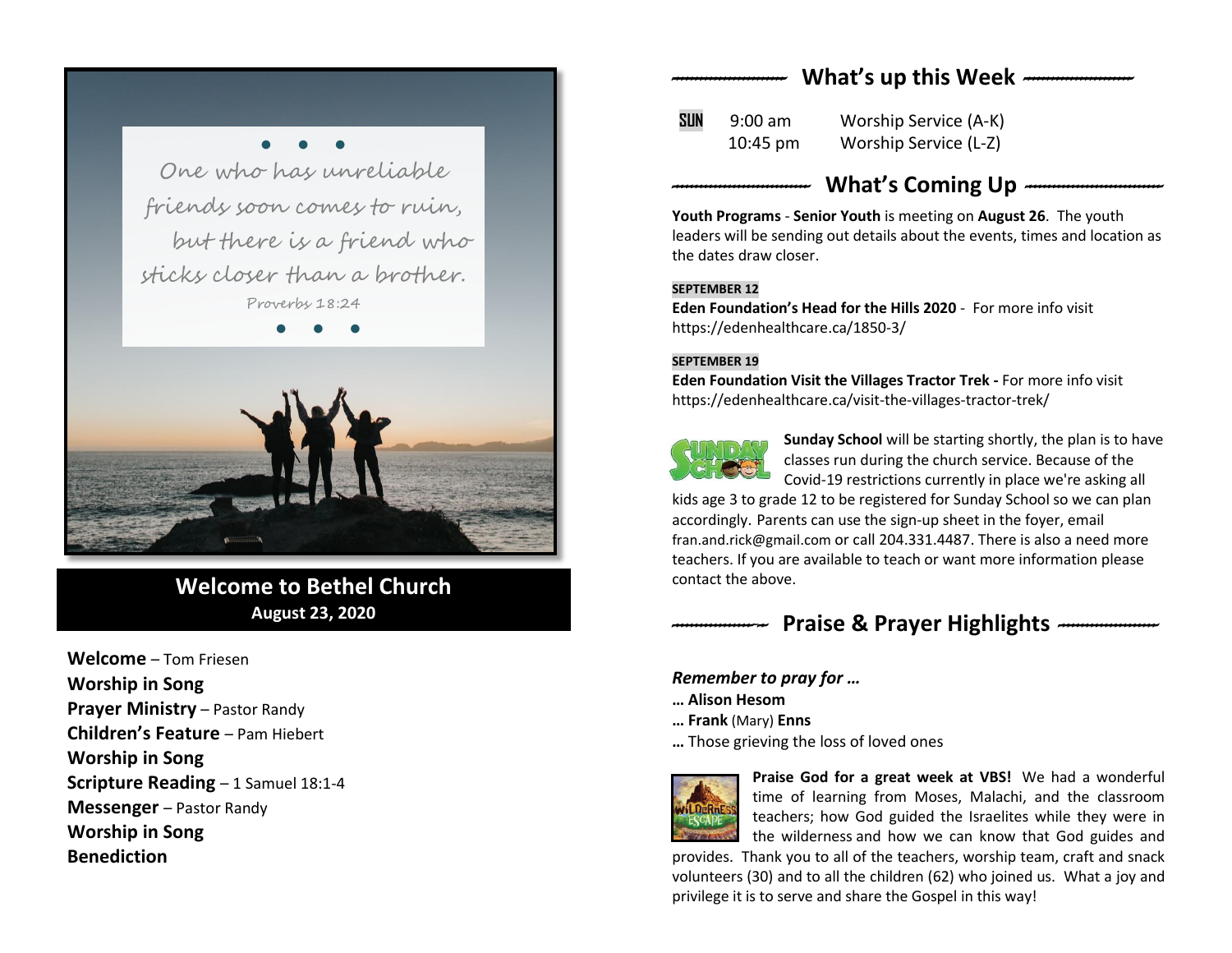One who has unreliable friends soon comes to ruin, but there is a friend who sticks closer than a brother.

Proverbs 18:24

# Welcome to Bethel Church

**August 23, 2020**

**Welcome** – Tom Friesen
**Worship in Song**
**Prayer Ministry** – Pastor Randy
**Children's Feature** – Pam Hiebert
**Worship in Song**
**Scripture Reading** – 1 Samuel 18:1-4
**Messenger** – Pastor Randy
**Worship in Song**
**Benediction**

## What's up this Week

| | | |
|---|---|---|
| SUN | 9:00 am | Worship Service (A-K) |
| | 10:45 pm | Worship Service (L-Z) |

## What's Coming Up

**Youth Programs** - **Senior Youth** is meeting on **August 26**. The youth leaders will be sending out details about the events, times and location as the dates draw closer.

**SEPTEMBER 12**
**Eden Foundation's Head for the Hills 2020** - For more info visit https://edenhealthcare.ca/1850-3/

**SEPTEMBER 19**
**Eden Foundation Visit the Villages Tractor Trek -** For more info visit https://edenhealthcare.ca/visit-the-villages-tractor-trek/

**Sunday School** will be starting shortly, the plan is to have classes run during the church service. Because of the Covid-19 restrictions currently in place we're asking all kids age 3 to grade 12 to be registered for Sunday School so we can plan accordingly. Parents can use the sign-up sheet in the foyer, email fran.and.rick@gmail.com or call 204.331.4487. There is also a need more teachers. If you are available to teach or want more information please contact the above.

## Praise & Prayer Highlights

***Remember to pray for …***
**… Alison Hesom**
**… Frank** (Mary) **Enns**
**…** Those grieving the loss of loved ones

**Praise God for a great week at VBS!** We had a wonderful time of learning from Moses, Malachi, and the classroom teachers; how God guided the Israelites while they were in the wilderness and how we can know that God guides and provides. Thank you to all of the teachers, worship team, craft and snack volunteers (30) and to all the children (62) who joined us. What a joy and privilege it is to serve and share the Gospel in this way!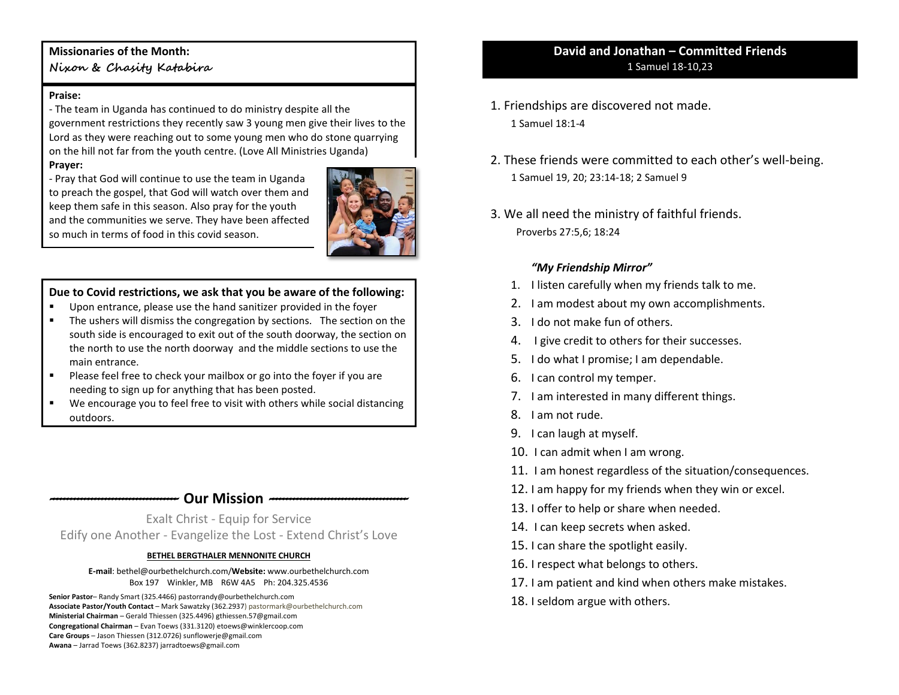**Missionaries of the Month:**
*Nixon & Chasity Katabira*

**Praise:**
- The team in Uganda has continued to do ministry despite all the government restrictions they recently saw 3 young men give their lives to the Lord as they were reaching out to some young men who do stone quarrying on the hill not far from the youth centre. (Love All Ministries Uganda)

**Prayer:**
- Pray that God will continue to use the team in Uganda to preach the gospel, that God will watch over them and keep them safe in this season. Also pray for the youth and the communities we serve. They have been affected so much in terms of food in this covid season.

**Due to Covid restrictions, we ask that you be aware of the following:**

- Upon entrance, please use the hand sanitizer provided in the foyer
- The ushers will dismiss the congregation by sections. The section on the south side is encouraged to exit out of the south doorway, the section on the north to use the north doorway and the middle sections to use the main entrance.
- Please feel free to check your mailbox or go into the foyer if you are needing to sign up for anything that has been posted.
- We encourage you to feel free to visit with others while social distancing outdoors.

## Our Mission

Exalt Christ - Equip for Service
Edify one Another - Evangelize the Lost - Extend Christ's Love

**BETHEL BERGTHALER MENNONITE CHURCH**

**E-mail**: bethel@ourbethelchurch.com/**Website:** www.ourbethelchurch.com
Box 197 Winkler, MB R6W 4A5 Ph: 204.325.4536

**Senior Pastor**– Randy Smart (325.4466) pastorrandy@ourbethelchurch.com
**Associate Pastor/Youth Contact** – Mark Sawatzky (362.2937) pastormark@ourbethelchurch.com
**Ministerial Chairman** – Gerald Thiessen (325.4496) gthiessen.57@gmail.com
**Congregational Chairman** – Evan Toews (331.3120) etoews@winklercoop.com
**Care Groups** – Jason Thiessen (312.0726) sunflowerje@gmail.com
**Awana** – Jarrad Toews (362.8237) jarradtoews@gmail.com

## David and Jonathan – Committed Friends

1 Samuel 18-10,23

1. Friendships are discovered not made.
   1 Samuel 18:1-4

2. These friends were committed to each other's well-being.
   1 Samuel 19, 20; 23:14-18; 2 Samuel 9

3. We all need the ministry of faithful friends.
   Proverbs 27:5,6; 18:24

***"My Friendship Mirror"***

1. I listen carefully when my friends talk to me.
2. I am modest about my own accomplishments.
3. I do not make fun of others.
4. I give credit to others for their successes.
5. I do what I promise; I am dependable.
6. I can control my temper.
7. I am interested in many different things.
8. I am not rude.
9. I can laugh at myself.
10. I can admit when I am wrong.
11. I am honest regardless of the situation/consequences.
12. I am happy for my friends when they win or excel.
13. I offer to help or share when needed.
14. I can keep secrets when asked.
15. I can share the spotlight easily.
16. I respect what belongs to others.
17. I am patient and kind when others make mistakes.
18. I seldom argue with others.